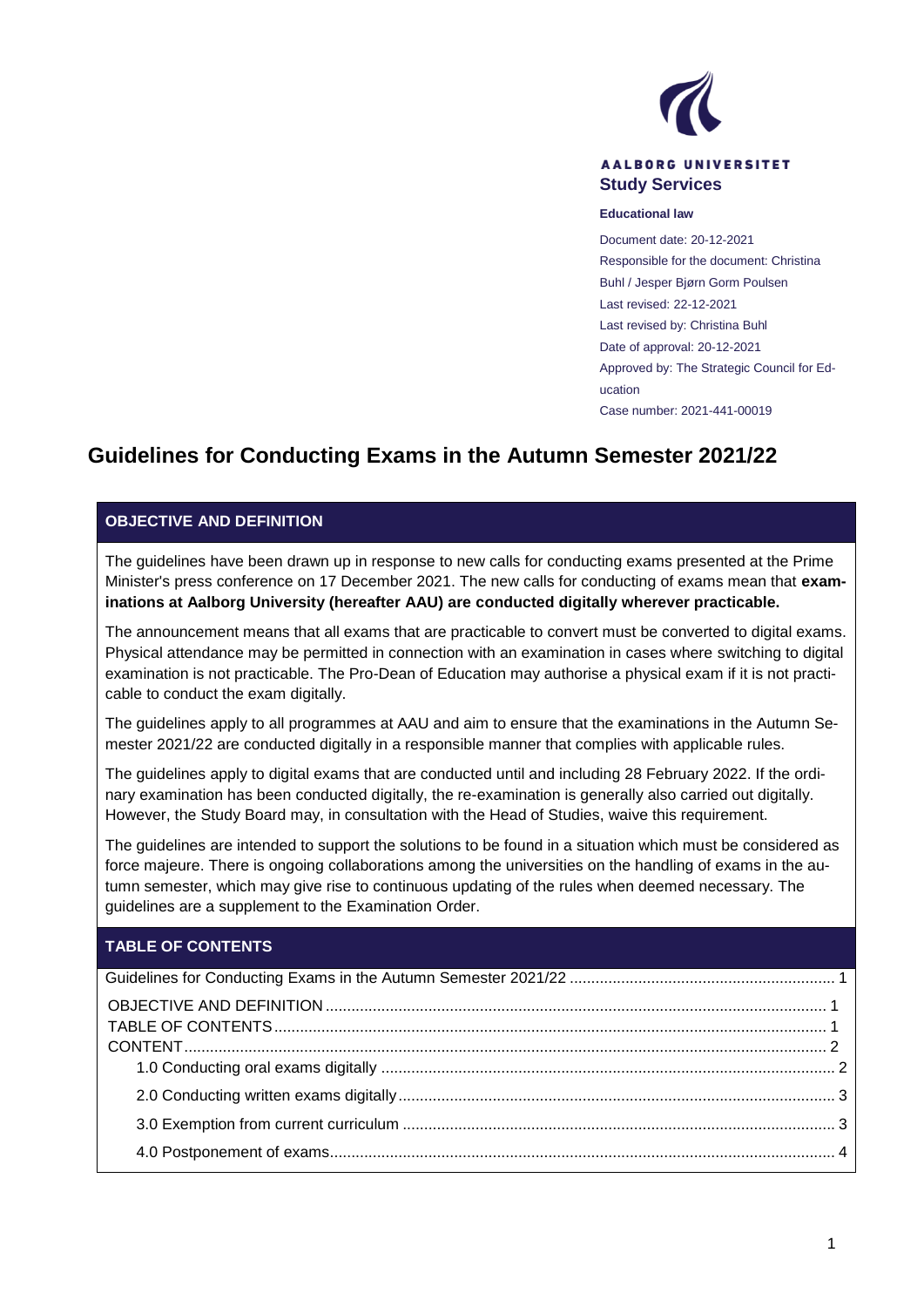AALBORG UNIVERSITET
**Study Services**

**Educational law**

Document date: 20-12-2021
Responsible for the document: Christina Buhl / Jesper Bjørn Gorm Poulsen
Last revised: 22-12-2021
Last revised by: Christina Buhl
Date of approval: 20-12-2021
Approved by: The Strategic Council for Education
Case number: 2021-441-00019

# Guidelines for Conducting Exams in the Autumn Semester 2021/22

## OBJECTIVE AND DEFINITION

The guidelines have been drawn up in response to new calls for conducting exams presented at the Prime Minister's press conference on 17 December 2021. The new calls for conducting of exams mean that **examinations at Aalborg University (hereafter AAU) are conducted digitally wherever practicable.**

The announcement means that all exams that are practicable to convert must be converted to digital exams. Physical attendance may be permitted in connection with an examination in cases where switching to digital examination is not practicable. The Pro-Dean of Education may authorise a physical exam if it is not practicable to conduct the exam digitally.

The guidelines apply to all programmes at AAU and aim to ensure that the examinations in the Autumn Semester 2021/22 are conducted digitally in a responsible manner that complies with applicable rules.

The guidelines apply to digital exams that are conducted until and including 28 February 2022. If the ordinary examination has been conducted digitally, the re-examination is generally also carried out digitally. However, the Study Board may, in consultation with the Head of Studies, waive this requirement.

The guidelines are intended to support the solutions to be found in a situation which must be considered as force majeure. There is ongoing collaborations among the universities on the handling of exams in the autumn semester, which may give rise to continuous updating of the rules when deemed necessary. The guidelines are a supplement to the Examination Order.

## TABLE OF CONTENTS

Guidelines for Conducting Exams in the Autumn Semester 2021/22 ... 1

- OBJECTIVE AND DEFINITION ... 1
- TABLE OF CONTENTS ... 1
- CONTENT ... 2
  - 1.0 Conducting oral exams digitally ... 2
  - 2.0 Conducting written exams digitally ... 3
  - 3.0 Exemption from current curriculum ... 3
  - 4.0 Postponement of exams ... 4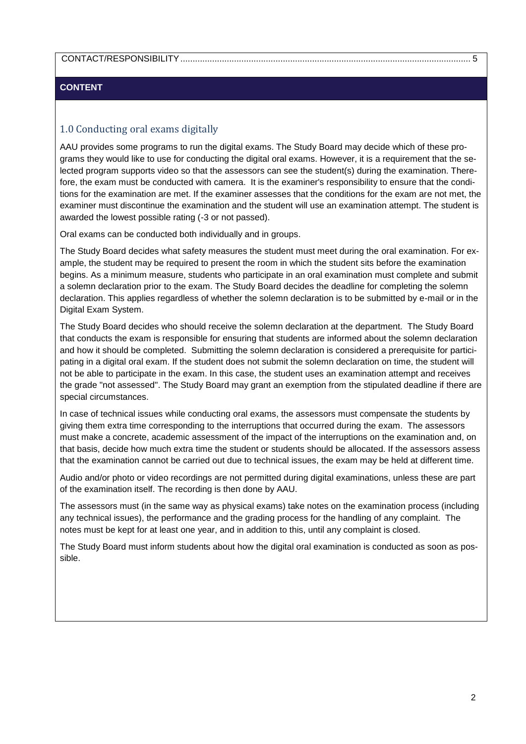CONTACT/RESPONSIBILITY ...................................................................................................................... 5

**CONTENT**

## 1.0 Conducting oral exams digitally

AAU provides some programs to run the digital exams. The Study Board may decide which of these programs they would like to use for conducting the digital oral exams. However, it is a requirement that the selected program supports video so that the assessors can see the student(s) during the examination. Therefore, the exam must be conducted with camera. It is the examiner's responsibility to ensure that the conditions for the examination are met. If the examiner assesses that the conditions for the exam are not met, the examiner must discontinue the examination and the student will use an examination attempt. The student is awarded the lowest possible rating (-3 or not passed).

Oral exams can be conducted both individually and in groups.

The Study Board decides what safety measures the student must meet during the oral examination. For example, the student may be required to present the room in which the student sits before the examination begins. As a minimum measure, students who participate in an oral examination must complete and submit a solemn declaration prior to the exam. The Study Board decides the deadline for completing the solemn declaration. This applies regardless of whether the solemn declaration is to be submitted by e-mail or in the Digital Exam System.

The Study Board decides who should receive the solemn declaration at the department. The Study Board that conducts the exam is responsible for ensuring that students are informed about the solemn declaration and how it should be completed. Submitting the solemn declaration is considered a prerequisite for participating in a digital oral exam. If the student does not submit the solemn declaration on time, the student will not be able to participate in the exam. In this case, the student uses an examination attempt and receives the grade "not assessed". The Study Board may grant an exemption from the stipulated deadline if there are special circumstances.

In case of technical issues while conducting oral exams, the assessors must compensate the students by giving them extra time corresponding to the interruptions that occurred during the exam. The assessors must make a concrete, academic assessment of the impact of the interruptions on the examination and, on that basis, decide how much extra time the student or students should be allocated. If the assessors assess that the examination cannot be carried out due to technical issues, the exam may be held at different time.

Audio and/or photo or video recordings are not permitted during digital examinations, unless these are part of the examination itself. The recording is then done by AAU.

The assessors must (in the same way as physical exams) take notes on the examination process (including any technical issues), the performance and the grading process for the handling of any complaint. The notes must be kept for at least one year, and in addition to this, until any complaint is closed.

The Study Board must inform students about how the digital oral examination is conducted as soon as possible.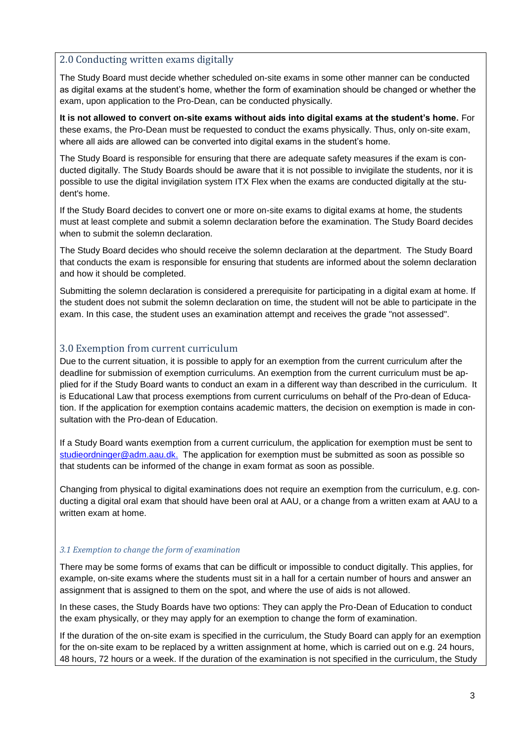## 2.0 Conducting written exams digitally

The Study Board must decide whether scheduled on-site exams in some other manner can be conducted as digital exams at the student's home, whether the form of examination should be changed or whether the exam, upon application to the Pro-Dean, can be conducted physically.

**It is not allowed to convert on-site exams without aids into digital exams at the student's home.** For these exams, the Pro-Dean must be requested to conduct the exams physically. Thus, only on-site exam, where all aids are allowed can be converted into digital exams in the student's home.

The Study Board is responsible for ensuring that there are adequate safety measures if the exam is conducted digitally. The Study Boards should be aware that it is not possible to invigilate the students, nor it is possible to use the digital invigilation system ITX Flex when the exams are conducted digitally at the student's home.

If the Study Board decides to convert one or more on-site exams to digital exams at home, the students must at least complete and submit a solemn declaration before the examination. The Study Board decides when to submit the solemn declaration.

The Study Board decides who should receive the solemn declaration at the department. The Study Board that conducts the exam is responsible for ensuring that students are informed about the solemn declaration and how it should be completed.

Submitting the solemn declaration is considered a prerequisite for participating in a digital exam at home. If the student does not submit the solemn declaration on time, the student will not be able to participate in the exam. In this case, the student uses an examination attempt and receives the grade "not assessed".

## 3.0 Exemption from current curriculum

Due to the current situation, it is possible to apply for an exemption from the current curriculum after the deadline for submission of exemption curriculums. An exemption from the current curriculum must be applied for if the Study Board wants to conduct an exam in a different way than described in the curriculum. It is Educational Law that process exemptions from current curriculums on behalf of the Pro-dean of Education. If the application for exemption contains academic matters, the decision on exemption is made in consultation with the Pro-dean of Education.

If a Study Board wants exemption from a current curriculum, the application for exemption must be sent to studieordninger@adm.aau.dk. The application for exemption must be submitted as soon as possible so that students can be informed of the change in exam format as soon as possible.

Changing from physical to digital examinations does not require an exemption from the curriculum, e.g. conducting a digital oral exam that should have been oral at AAU, or a change from a written exam at AAU to a written exam at home.

### *3.1 Exemption to change the form of examination*

There may be some forms of exams that can be difficult or impossible to conduct digitally. This applies, for example, on-site exams where the students must sit in a hall for a certain number of hours and answer an assignment that is assigned to them on the spot, and where the use of aids is not allowed.

In these cases, the Study Boards have two options: They can apply the Pro-Dean of Education to conduct the exam physically, or they may apply for an exemption to change the form of examination.

If the duration of the on-site exam is specified in the curriculum, the Study Board can apply for an exemption for the on-site exam to be replaced by a written assignment at home, which is carried out on e.g. 24 hours, 48 hours, 72 hours or a week. If the duration of the examination is not specified in the curriculum, the Study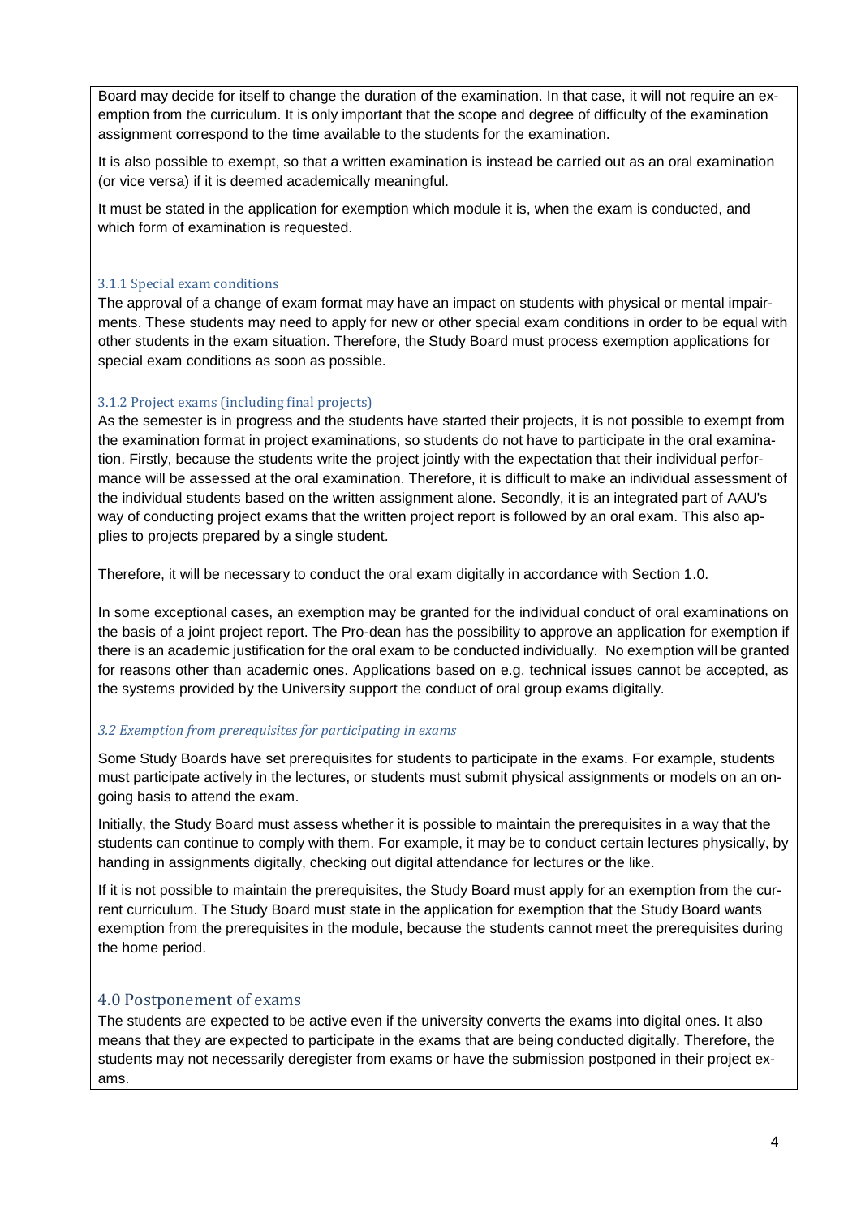Board may decide for itself to change the duration of the examination. In that case, it will not require an exemption from the curriculum. It is only important that the scope and degree of difficulty of the examination assignment correspond to the time available to the students for the examination.

It is also possible to exempt, so that a written examination is instead be carried out as an oral examination (or vice versa) if it is deemed academically meaningful.

It must be stated in the application for exemption which module it is, when the exam is conducted, and which form of examination is requested.

#### 3.1.1 Special exam conditions

The approval of a change of exam format may have an impact on students with physical or mental impairments. These students may need to apply for new or other special exam conditions in order to be equal with other students in the exam situation. Therefore, the Study Board must process exemption applications for special exam conditions as soon as possible.

#### 3.1.2 Project exams (including final projects)

As the semester is in progress and the students have started their projects, it is not possible to exempt from the examination format in project examinations, so students do not have to participate in the oral examination. Firstly, because the students write the project jointly with the expectation that their individual performance will be assessed at the oral examination. Therefore, it is difficult to make an individual assessment of the individual students based on the written assignment alone. Secondly, it is an integrated part of AAU's way of conducting project exams that the written project report is followed by an oral exam. This also applies to projects prepared by a single student.

Therefore, it will be necessary to conduct the oral exam digitally in accordance with Section 1.0.

In some exceptional cases, an exemption may be granted for the individual conduct of oral examinations on the basis of a joint project report. The Pro-dean has the possibility to approve an application for exemption if there is an academic justification for the oral exam to be conducted individually. No exemption will be granted for reasons other than academic ones. Applications based on e.g. technical issues cannot be accepted, as the systems provided by the University support the conduct of oral group exams digitally.

### *3.2 Exemption from prerequisites for participating in exams*

Some Study Boards have set prerequisites for students to participate in the exams. For example, students must participate actively in the lectures, or students must submit physical assignments or models on an ongoing basis to attend the exam.

Initially, the Study Board must assess whether it is possible to maintain the prerequisites in a way that the students can continue to comply with them. For example, it may be to conduct certain lectures physically, by handing in assignments digitally, checking out digital attendance for lectures or the like.

If it is not possible to maintain the prerequisites, the Study Board must apply for an exemption from the current curriculum. The Study Board must state in the application for exemption that the Study Board wants exemption from the prerequisites in the module, because the students cannot meet the prerequisites during the home period.

## 4.0 Postponement of exams

The students are expected to be active even if the university converts the exams into digital ones. It also means that they are expected to participate in the exams that are being conducted digitally. Therefore, the students may not necessarily deregister from exams or have the submission postponed in their project exams.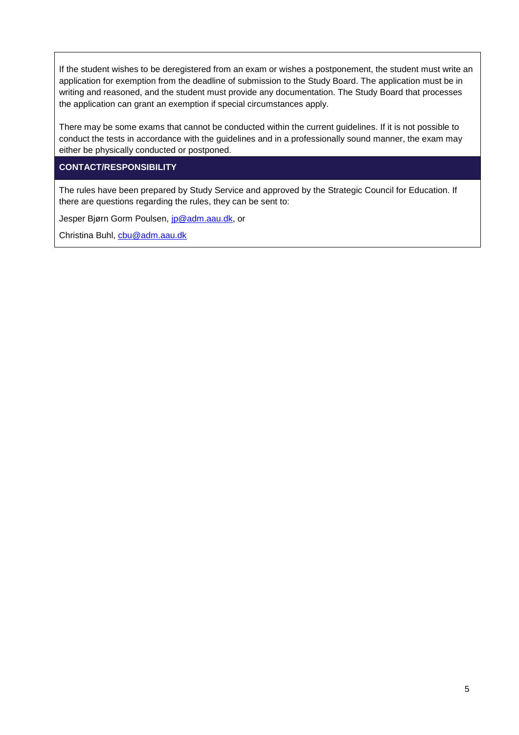If the student wishes to be deregistered from an exam or wishes a postponement, the student must write an application for exemption from the deadline of submission to the Study Board. The application must be in writing and reasoned, and the student must provide any documentation. The Study Board that processes the application can grant an exemption if special circumstances apply.

There may be some exams that cannot be conducted within the current guidelines. If it is not possible to conduct the tests in accordance with the guidelines and in a professionally sound manner, the exam may either be physically conducted or postponed.

## CONTACT/RESPONSIBILITY

The rules have been prepared by Study Service and approved by the Strategic Council for Education. If there are questions regarding the rules, they can be sent to:

Jesper Bjørn Gorm Poulsen, jp@adm.aau.dk, or

Christina Buhl, cbu@adm.aau.dk